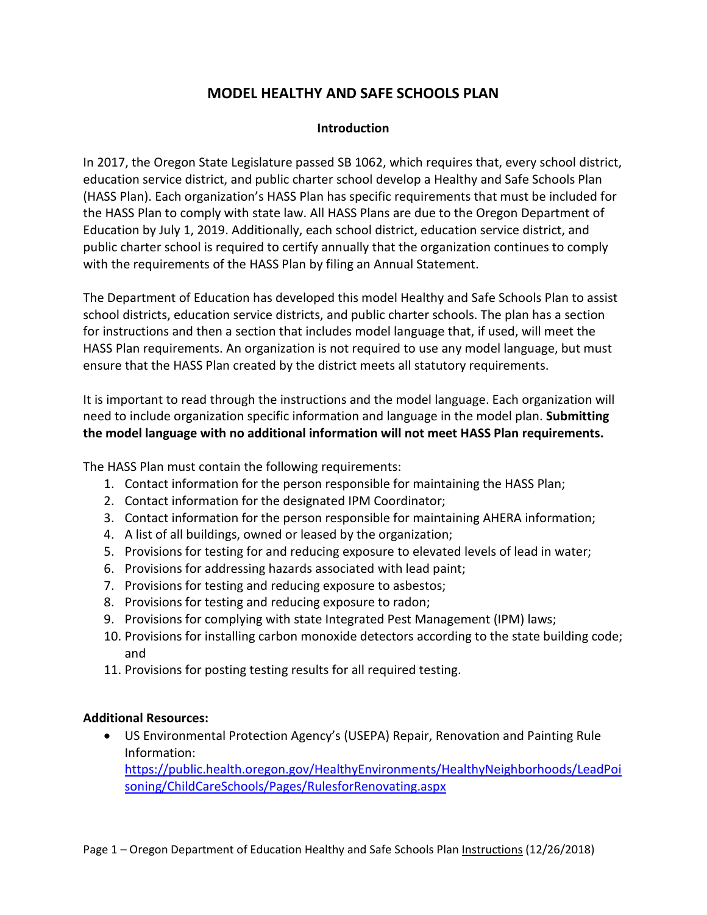# MODEL HEALTHY AND SAFE SCHOOLS PLAN

## Introduction

In 2017, the Oregon State Legislature passed SB 1062, which requires that, every school district, education service district, and public charter school develop a Healthy and Safe Schools Plan (HASS Plan). Each organization's HASS Plan has specific requirements that must be included for the HASS Plan to comply with state law. All HASS Plans are due to the Oregon Department of Education by July 1, 2019. Additionally, each school district, education service district, and public charter school is required to certify annually that the organization continues to comply with the requirements of the HASS Plan by filing an Annual Statement.

The Department of Education has developed this model Healthy and Safe Schools Plan to assist school districts, education service districts, and public charter schools. The plan has a section for instructions and then a section that includes model language that, if used, will meet the HASS Plan requirements. An organization is not required to use any model language, but must ensure that the HASS Plan created by the district meets all statutory requirements.

It is important to read through the instructions and the model language. Each organization will need to include organization specific information and language in the model plan. **Submitting the model language with no additional information will not meet HASS Plan requirements.**

The HASS Plan must contain the following requirements:

1. Contact information for the person responsible for maintaining the HASS Plan;
2. Contact information for the designated IPM Coordinator;
3. Contact information for the person responsible for maintaining AHERA information;
4. A list of all buildings, owned or leased by the organization;
5. Provisions for testing for and reducing exposure to elevated levels of lead in water;
6. Provisions for addressing hazards associated with lead paint;
7. Provisions for testing and reducing exposure to asbestos;
8. Provisions for testing and reducing exposure to radon;
9. Provisions for complying with state Integrated Pest Management (IPM) laws;
10. Provisions for installing carbon monoxide detectors according to the state building code; and
11. Provisions for posting testing results for all required testing.

**Additional Resources:**

- US Environmental Protection Agency's (USEPA) Repair, Renovation and Painting Rule Information: [https://public.health.oregon.gov/HealthyEnvironments/HealthyNeighborhoods/LeadPoisoning/ChildCareSchools/Pages/RulesforRenovating.aspx](https://public.health.oregon.gov/HealthyEnvironments/HealthyNeighborhoods/LeadPoisoning/ChildCareSchools/Pages/RulesforRenovating.aspx)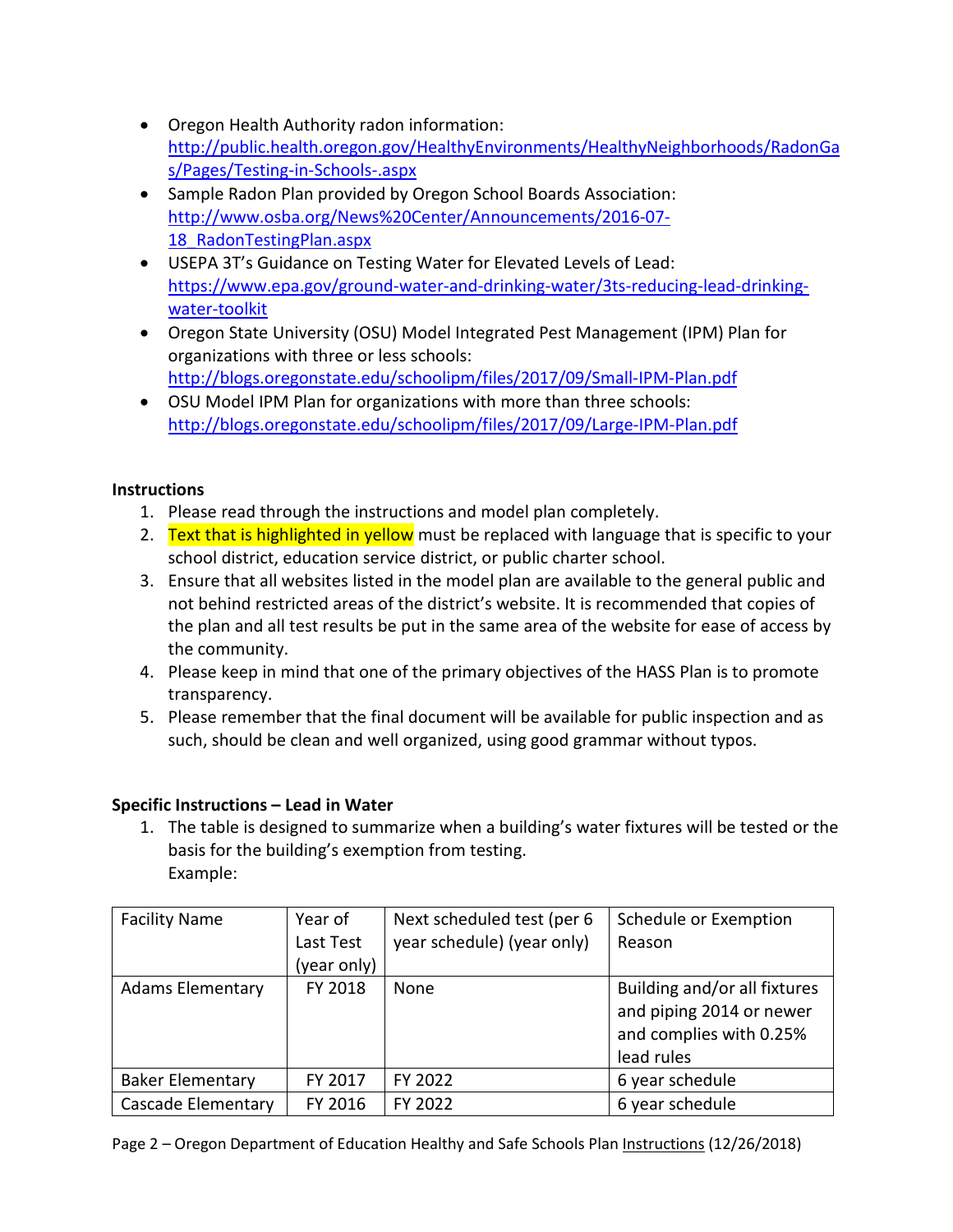- Oregon Health Authority radon information: http://public.health.oregon.gov/HealthyEnvironments/HealthyNeighborhoods/RadonGas/Pages/Testing-in-Schools-.aspx
- Sample Radon Plan provided by Oregon School Boards Association: http://www.osba.org/News%20Center/Announcements/2016-07-18_RadonTestingPlan.aspx
- USEPA 3T's Guidance on Testing Water for Elevated Levels of Lead: https://www.epa.gov/ground-water-and-drinking-water/3ts-reducing-lead-drinking-water-toolkit
- Oregon State University (OSU) Model Integrated Pest Management (IPM) Plan for organizations with three or less schools: http://blogs.oregonstate.edu/schoolipm/files/2017/09/Small-IPM-Plan.pdf
- OSU Model IPM Plan for organizations with more than three schools: http://blogs.oregonstate.edu/schoolipm/files/2017/09/Large-IPM-Plan.pdf

**Instructions**

1. Please read through the instructions and model plan completely.
2. Text that is highlighted in yellow must be replaced with language that is specific to your school district, education service district, or public charter school.
3. Ensure that all websites listed in the model plan are available to the general public and not behind restricted areas of the district's website. It is recommended that copies of the plan and all test results be put in the same area of the website for ease of access by the community.
4. Please keep in mind that one of the primary objectives of the HASS Plan is to promote transparency.
5. Please remember that the final document will be available for public inspection and as such, should be clean and well organized, using good grammar without typos.

**Specific Instructions – Lead in Water**

1. The table is designed to summarize when a building's water fixtures will be tested or the basis for the building's exemption from testing.
   Example:

| Facility Name | Year of Last Test (year only) | Next scheduled test (per 6 year schedule) (year only) | Schedule or Exemption Reason |
|---|---|---|---|
| Adams Elementary | FY 2018 | None | Building and/or all fixtures and piping 2014 or newer and complies with 0.25% lead rules |
| Baker Elementary | FY 2017 | FY 2022 | 6 year schedule |
| Cascade Elementary | FY 2016 | FY 2022 | 6 year schedule |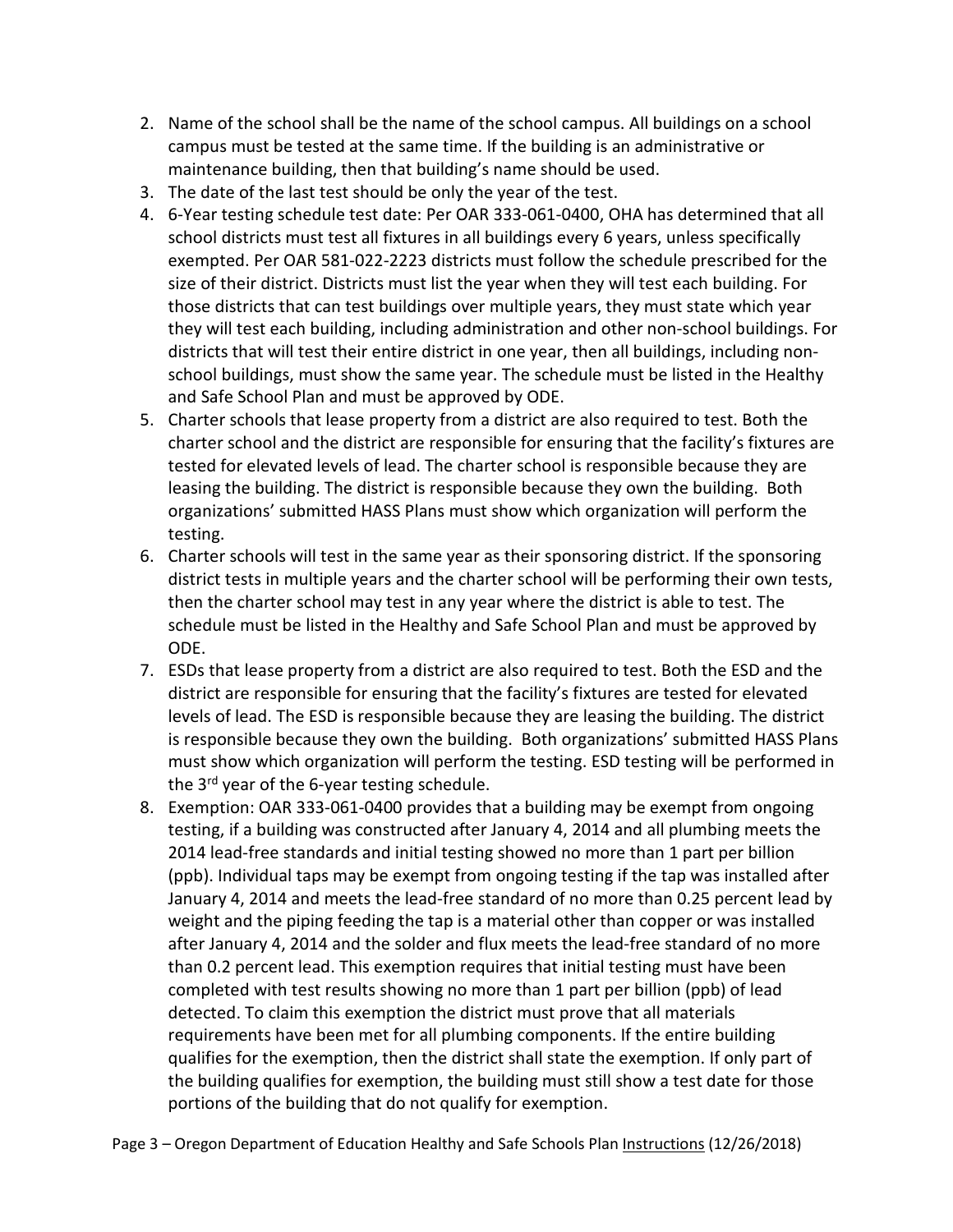2. Name of the school shall be the name of the school campus. All buildings on a school campus must be tested at the same time. If the building is an administrative or maintenance building, then that building's name should be used.
3. The date of the last test should be only the year of the test.
4. 6-Year testing schedule test date: Per OAR 333-061-0400, OHA has determined that all school districts must test all fixtures in all buildings every 6 years, unless specifically exempted. Per OAR 581-022-2223 districts must follow the schedule prescribed for the size of their district. Districts must list the year when they will test each building. For those districts that can test buildings over multiple years, they must state which year they will test each building, including administration and other non-school buildings. For districts that will test their entire district in one year, then all buildings, including non-school buildings, must show the same year. The schedule must be listed in the Healthy and Safe School Plan and must be approved by ODE.
5. Charter schools that lease property from a district are also required to test. Both the charter school and the district are responsible for ensuring that the facility's fixtures are tested for elevated levels of lead. The charter school is responsible because they are leasing the building. The district is responsible because they own the building. Both organizations' submitted HASS Plans must show which organization will perform the testing.
6. Charter schools will test in the same year as their sponsoring district. If the sponsoring district tests in multiple years and the charter school will be performing their own tests, then the charter school may test in any year where the district is able to test. The schedule must be listed in the Healthy and Safe School Plan and must be approved by ODE.
7. ESDs that lease property from a district are also required to test. Both the ESD and the district are responsible for ensuring that the facility's fixtures are tested for elevated levels of lead. The ESD is responsible because they are leasing the building. The district is responsible because they own the building. Both organizations' submitted HASS Plans must show which organization will perform the testing. ESD testing will be performed in the 3rd year of the 6-year testing schedule.
8. Exemption: OAR 333-061-0400 provides that a building may be exempt from ongoing testing, if a building was constructed after January 4, 2014 and all plumbing meets the 2014 lead-free standards and initial testing showed no more than 1 part per billion (ppb). Individual taps may be exempt from ongoing testing if the tap was installed after January 4, 2014 and meets the lead-free standard of no more than 0.25 percent lead by weight and the piping feeding the tap is a material other than copper or was installed after January 4, 2014 and the solder and flux meets the lead-free standard of no more than 0.2 percent lead. This exemption requires that initial testing must have been completed with test results showing no more than 1 part per billion (ppb) of lead detected. To claim this exemption the district must prove that all materials requirements have been met for all plumbing components. If the entire building qualifies for the exemption, then the district shall state the exemption. If only part of the building qualifies for exemption, the building must still show a test date for those portions of the building that do not qualify for exemption.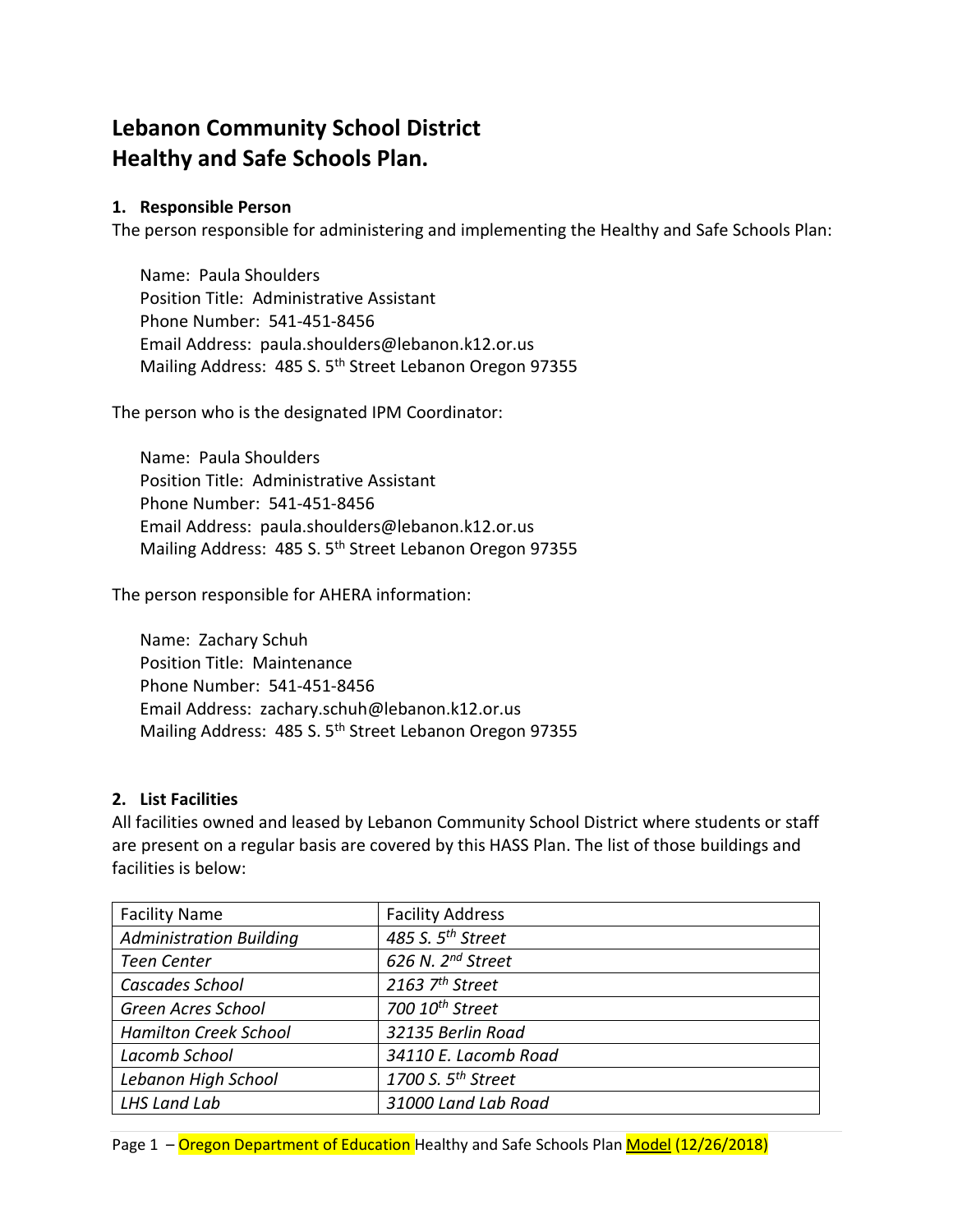# Lebanon Community School District
# Healthy and Safe Schools Plan.

## 1. Responsible Person

The person responsible for administering and implementing the Healthy and Safe Schools Plan:

Name: Paula Shoulders
Position Title: Administrative Assistant
Phone Number: 541-451-8456
Email Address: paula.shoulders@lebanon.k12.or.us
Mailing Address: 485 S. 5th Street Lebanon Oregon 97355

The person who is the designated IPM Coordinator:

Name: Paula Shoulders
Position Title: Administrative Assistant
Phone Number: 541-451-8456
Email Address: paula.shoulders@lebanon.k12.or.us
Mailing Address: 485 S. 5th Street Lebanon Oregon 97355

The person responsible for AHERA information:

Name: Zachary Schuh
Position Title: Maintenance
Phone Number: 541-451-8456
Email Address: zachary.schuh@lebanon.k12.or.us
Mailing Address: 485 S. 5th Street Lebanon Oregon 97355

## 2. List Facilities

All facilities owned and leased by Lebanon Community School District where students or staff are present on a regular basis are covered by this HASS Plan. The list of those buildings and facilities is below:

| Facility Name | Facility Address |
| --- | --- |
| *Administration Building* | *485 S. 5th Street* |
| *Teen Center* | *626 N. 2nd Street* |
| *Cascades School* | *2163 7th Street* |
| *Green Acres School* | *700 10th Street* |
| *Hamilton Creek School* | *32135 Berlin Road* |
| *Lacomb School* | *34110 E. Lacomb Road* |
| *Lebanon High School* | *1700 S. 5th Street* |
| *LHS Land Lab* | *31000 Land Lab Road* |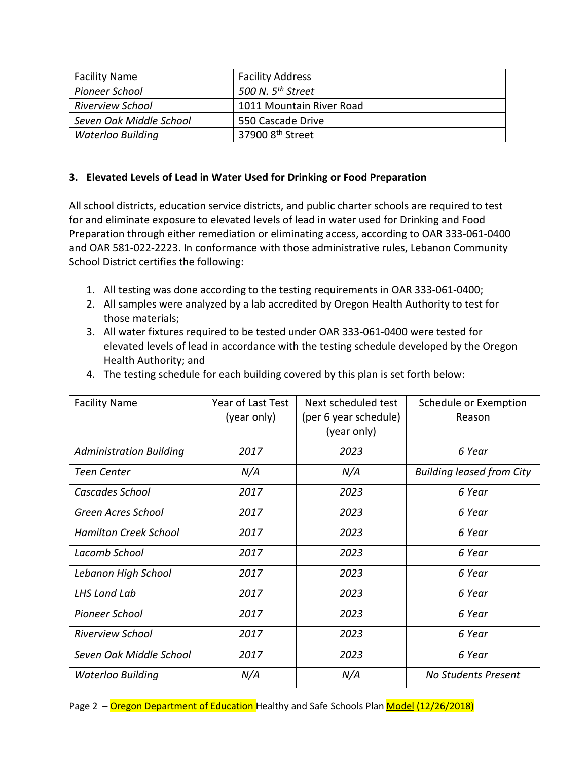| Facility Name | Facility Address |
| --- | --- |
| *Pioneer School* | *500 N. 5th Street* |
| *Riverview School* | 1011 Mountain River Road |
| *Seven Oak Middle School* | 550 Cascade Drive |
| *Waterloo Building* | 37900 8th Street |

### 3. Elevated Levels of Lead in Water Used for Drinking or Food Preparation

All school districts, education service districts, and public charter schools are required to test for and eliminate exposure to elevated levels of lead in water used for Drinking and Food Preparation through either remediation or eliminating access, according to OAR 333-061-0400 and OAR 581-022-2223. In conformance with those administrative rules, Lebanon Community School District certifies the following:

1. All testing was done according to the testing requirements in OAR 333-061-0400;
2. All samples were analyzed by a lab accredited by Oregon Health Authority to test for those materials;
3. All water fixtures required to be tested under OAR 333-061-0400 were tested for elevated levels of lead in accordance with the testing schedule developed by the Oregon Health Authority; and
4. The testing schedule for each building covered by this plan is set forth below:

| Facility Name | Year of Last Test (year only) | Next scheduled test (per 6 year schedule) (year only) | Schedule or Exemption Reason |
| --- | --- | --- | --- |
| *Administration Building* | *2017* | *2023* | *6 Year* |
| *Teen Center* | *N/A* | *N/A* | *Building leased from City* |
| *Cascades School* | *2017* | *2023* | *6 Year* |
| *Green Acres School* | *2017* | *2023* | *6 Year* |
| *Hamilton Creek School* | *2017* | *2023* | *6 Year* |
| *Lacomb School* | *2017* | *2023* | *6 Year* |
| *Lebanon High School* | *2017* | *2023* | *6 Year* |
| *LHS Land Lab* | *2017* | *2023* | *6 Year* |
| *Pioneer School* | *2017* | *2023* | *6 Year* |
| *Riverview School* | *2017* | *2023* | *6 Year* |
| *Seven Oak Middle School* | *2017* | *2023* | *6 Year* |
| *Waterloo Building* | *N/A* | *N/A* | *No Students Present* |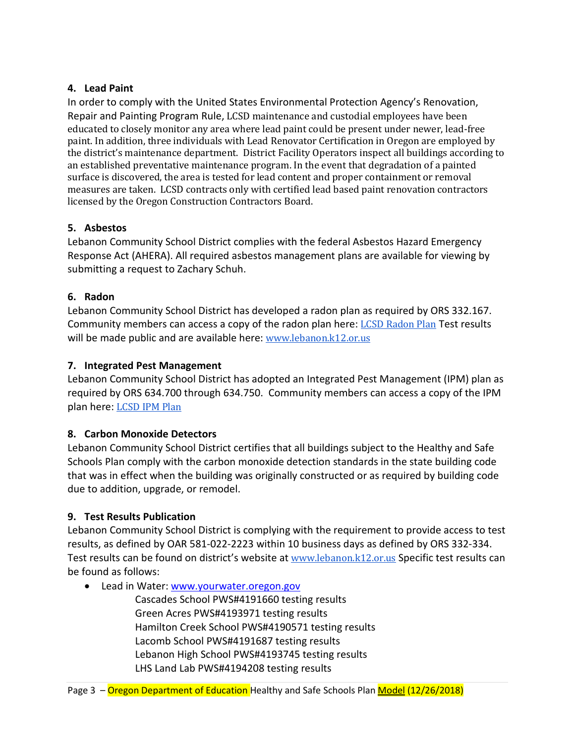## 4. Lead Paint

In order to comply with the United States Environmental Protection Agency's Renovation, Repair and Painting Program Rule, LCSD maintenance and custodial employees have been educated to closely monitor any area where lead paint could be present under newer, lead-free paint. In addition, three individuals with Lead Renovator Certification in Oregon are employed by the district's maintenance department. District Facility Operators inspect all buildings according to an established preventative maintenance program. In the event that degradation of a painted surface is discovered, the area is tested for lead content and proper containment or removal measures are taken. LCSD contracts only with certified lead based paint renovation contractors licensed by the Oregon Construction Contractors Board.

## 5. Asbestos

Lebanon Community School District complies with the federal Asbestos Hazard Emergency Response Act (AHERA). All required asbestos management plans are available for viewing by submitting a request to Zachary Schuh.

## 6. Radon

Lebanon Community School District has developed a radon plan as required by ORS 332.167. Community members can access a copy of the radon plan here: [LCSD Radon Plan]() Test results will be made public and are available here: [www.lebanon.k12.or.us](www.lebanon.k12.or.us)

## 7. Integrated Pest Management

Lebanon Community School District has adopted an Integrated Pest Management (IPM) plan as required by ORS 634.700 through 634.750. Community members can access a copy of the IPM plan here: [LCSD IPM Plan]()

## 8. Carbon Monoxide Detectors

Lebanon Community School District certifies that all buildings subject to the Healthy and Safe Schools Plan comply with the carbon monoxide detection standards in the state building code that was in effect when the building was originally constructed or as required by building code due to addition, upgrade, or remodel.

## 9. Test Results Publication

Lebanon Community School District is complying with the requirement to provide access to test results, as defined by OAR 581-022-2223 within 10 business days as defined by ORS 332-334. Test results can be found on district's website at [www.lebanon.k12.or.us](www.lebanon.k12.or.us) Specific test results can be found as follows:

- Lead in Water: [www.yourwater.oregon.gov](www.yourwater.oregon.gov)
  - Cascades School PWS#4191660 testing results
  - Green Acres PWS#4193971 testing results
  - Hamilton Creek School PWS#4190571 testing results
  - Lacomb School PWS#4191687 testing results
  - Lebanon High School PWS#4193745 testing results
  - LHS Land Lab PWS#4194208 testing results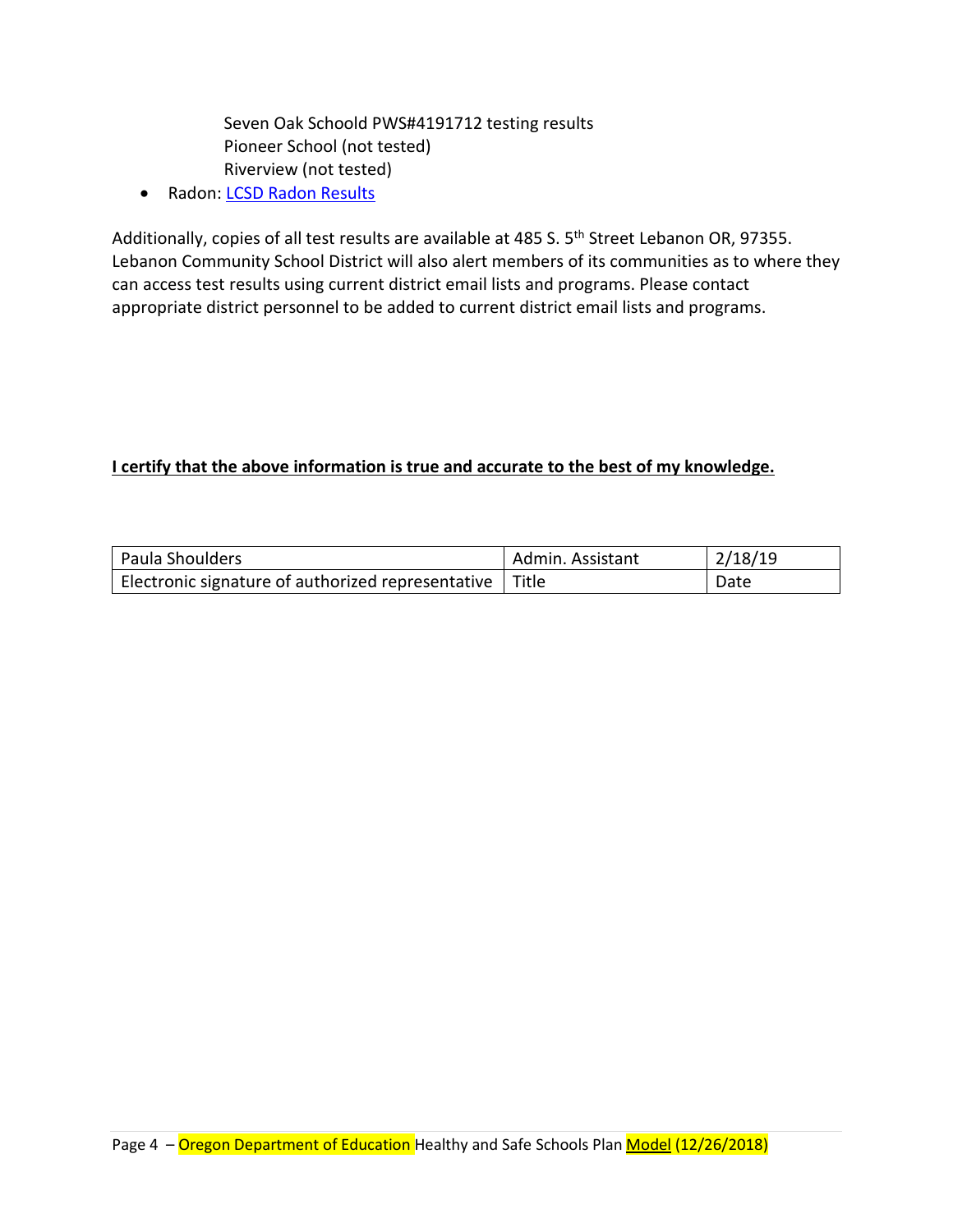Seven Oak Schoold PWS#4191712 testing results
Pioneer School (not tested)
Riverview (not tested)

- Radon: LCSD Radon Results

Additionally, copies of all test results are available at 485 S. 5th Street Lebanon OR, 97355. Lebanon Community School District will also alert members of its communities as to where they can access test results using current district email lists and programs. Please contact appropriate district personnel to be added to current district email lists and programs.

**I certify that the above information is true and accurate to the best of my knowledge.**

| | | |
|---|---|---|
| Paula Shoulders | Admin. Assistant | 2/18/19 |
| Electronic signature of authorized representative | Title | Date |